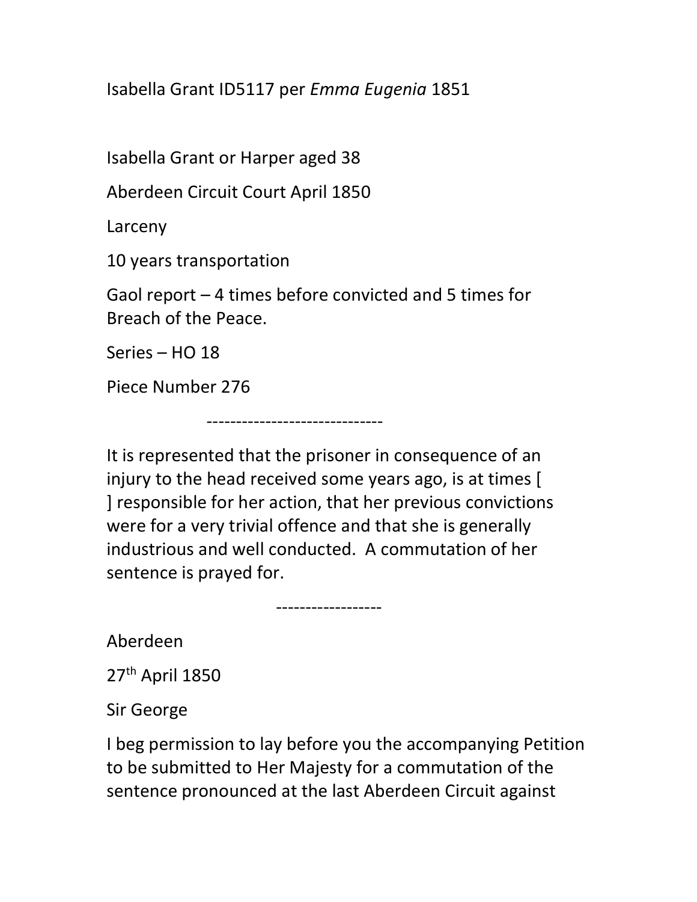Isabella Grant ID5117 per *Emma Eugenia* 1851

Isabella Grant or Harper aged 38

Aberdeen Circuit Court April 1850

Larceny

10 years transportation

Gaol report – 4 times before convicted and 5 times for Breach of the Peace.

Series – HO 18

Piece Number 276

------------------------------

It is represented that the prisoner in consequence of an injury to the head received some years ago, is at times [ ] responsible for her action, that her previous convictions were for a very trivial offence and that she is generally industrious and well conducted. A commutation of her sentence is prayed for.

------------------

Aberdeen

27th April 1850

Sir George

I beg permission to lay before you the accompanying Petition to be submitted to Her Majesty for a commutation of the sentence pronounced at the last Aberdeen Circuit against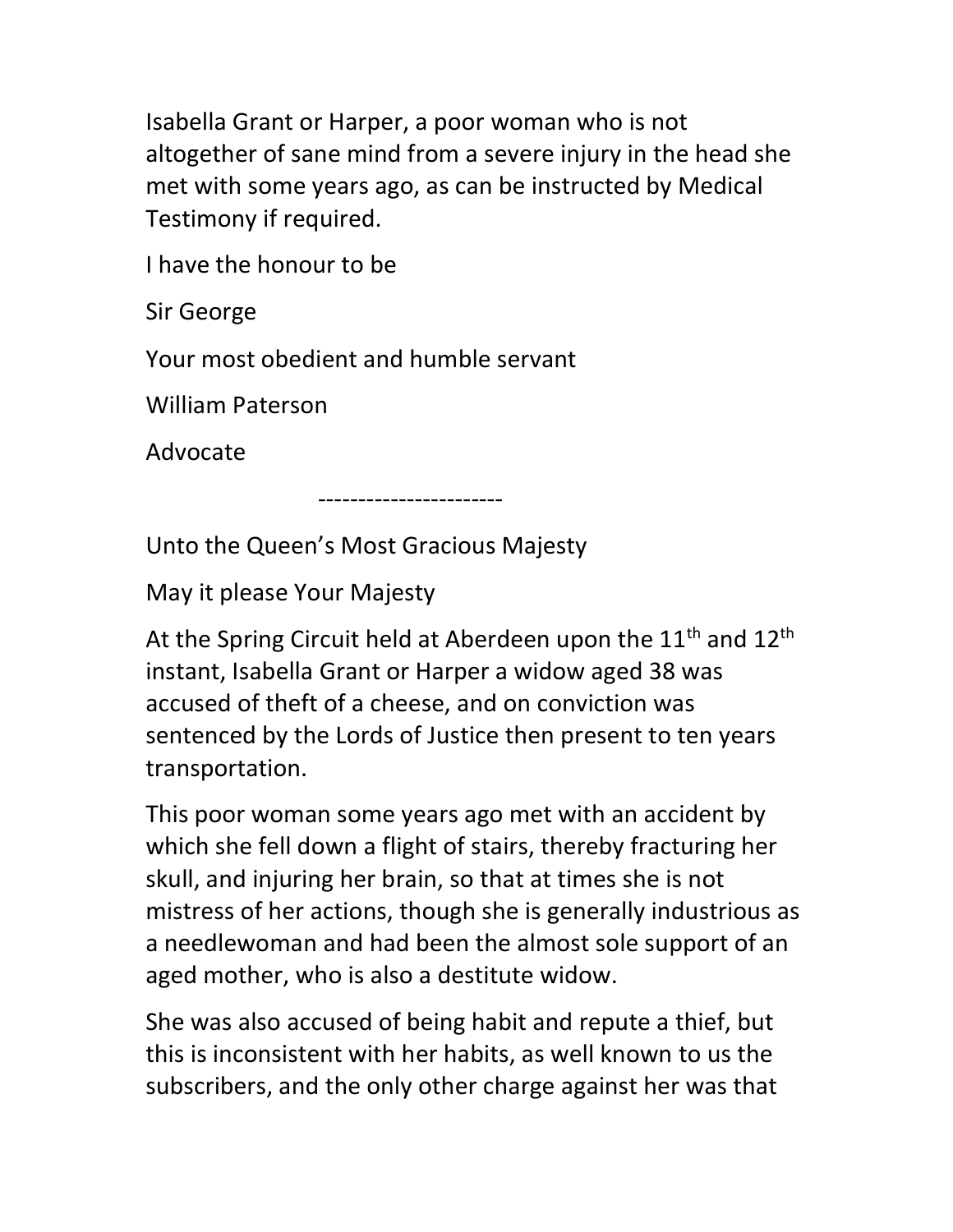Isabella Grant or Harper, a poor woman who is not altogether of sane mind from a severe injury in the head she met with some years ago, as can be instructed by Medical Testimony if required.

I have the honour to be

Sir George

Your most obedient and humble servant

William Paterson

Advocate

-----------------------

Unto the Queen's Most Gracious Majesty

May it please Your Majesty

At the Spring Circuit held at Aberdeen upon the 11th and 12th instant, Isabella Grant or Harper a widow aged 38 was accused of theft of a cheese, and on conviction was sentenced by the Lords of Justice then present to ten years transportation.

This poor woman some years ago met with an accident by which she fell down a flight of stairs, thereby fracturing her skull, and injuring her brain, so that at times she is not mistress of her actions, though she is generally industrious as a needlewoman and had been the almost sole support of an aged mother, who is also a destitute widow.

She was also accused of being habit and repute a thief, but this is inconsistent with her habits, as well known to us the subscribers, and the only other charge against her was that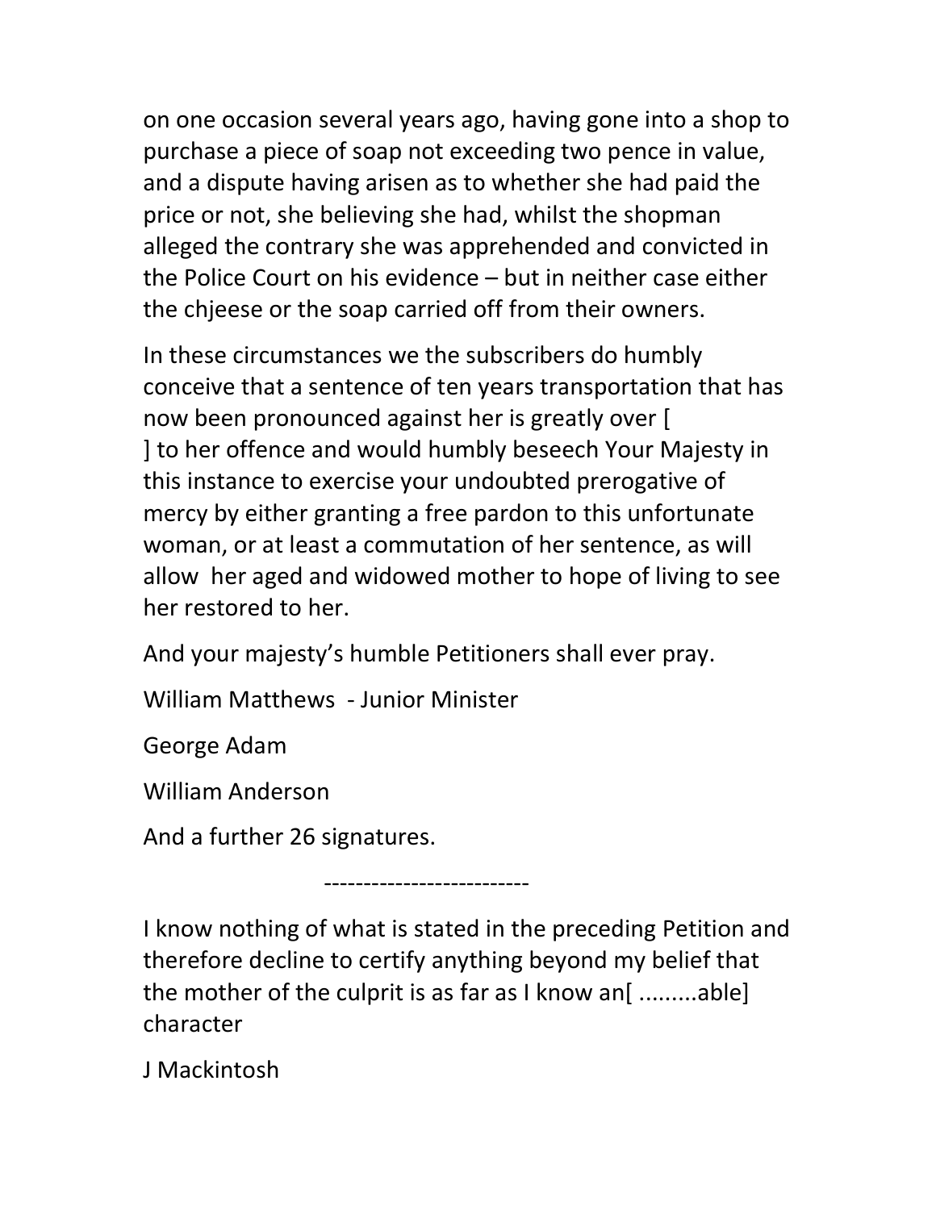on one occasion several years ago, having gone into a shop to purchase a piece of soap not exceeding two pence in value, and a dispute having arisen as to whether she had paid the price or not, she believing she had, whilst the shopman alleged the contrary she was apprehended and convicted in the Police Court on his evidence – but in neither case either the chjeese or the soap carried off from their owners.

In these circumstances we the subscribers do humbly conceive that a sentence of ten years transportation that has now been pronounced against her is greatly over [ ] to her offence and would humbly beseech Your Majesty in this instance to exercise your undoubted prerogative of mercy by either granting a free pardon to this unfortunate woman, or at least a commutation of her sentence, as will allow her aged and widowed mother to hope of living to see her restored to her.

And your majesty's humble Petitioners shall ever pray.

William Matthews - Junior Minister

George Adam

William Anderson

And a further 26 signatures.

--------------------------

I know nothing of what is stated in the preceding Petition and therefore decline to certify anything beyond my belief that the mother of the culprit is as far as I know an[ .........able] character

J Mackintosh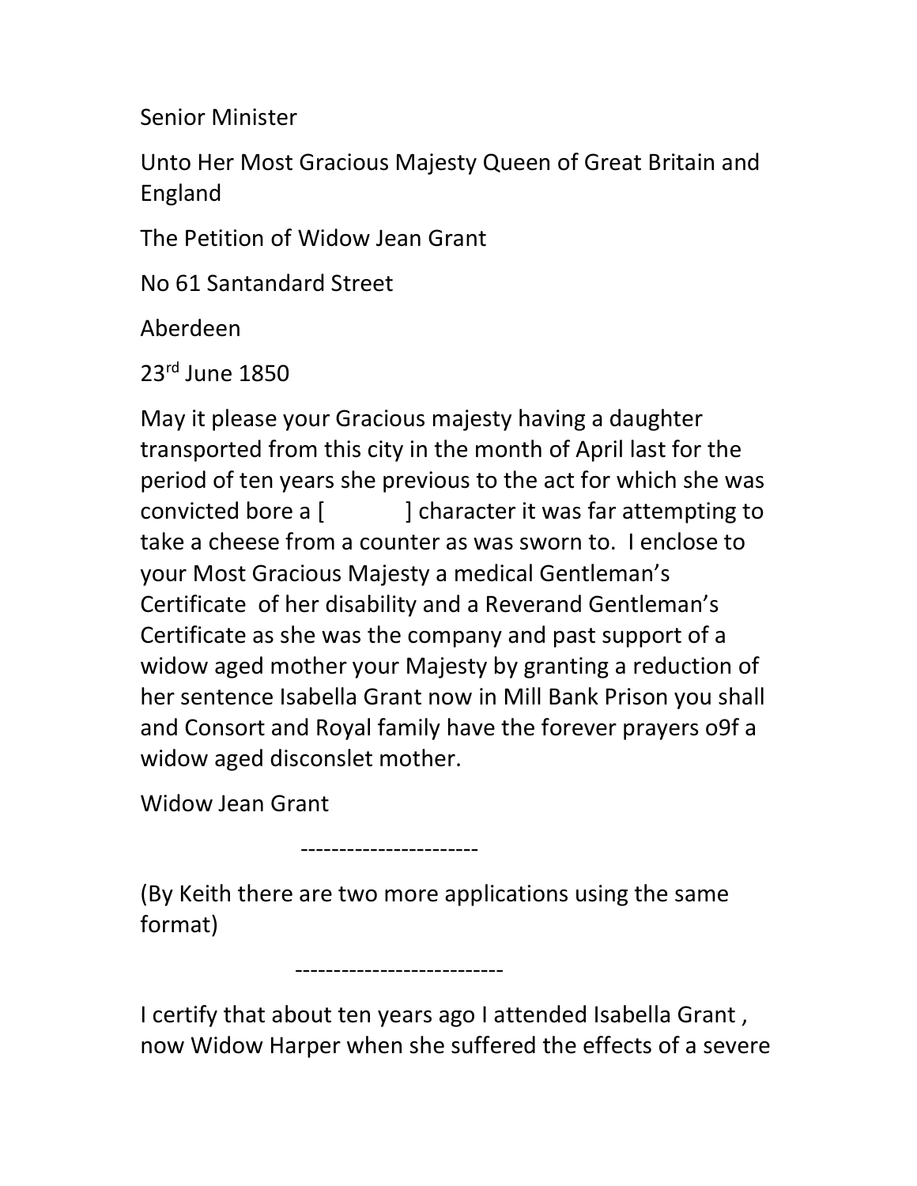Senior Minister

Unto Her Most Gracious Majesty Queen of Great Britain and England

The Petition of Widow Jean Grant

No 61 Santandard Street

Aberdeen

23rd June 1850

May it please your Gracious majesty having a daughter transported from this city in the month of April last for the period of ten years she previous to the act for which she was convicted bore a [            ] character it was far attempting to take a cheese from a counter as was sworn to.  I enclose to your Most Gracious Majesty a medical Gentleman's Certificate  of her disability and a Reverand Gentleman's Certificate as she was the company and past support of a widow aged mother your Majesty by granting a reduction of her sentence Isabella Grant now in Mill Bank Prison you shall and Consort and Royal family have the forever prayers o9f a widow aged disconslet mother.

Widow Jean Grant

-----------------------

(By Keith there are two more applications using the same format)

---------------------------

I certify that about ten years ago I attended Isabella Grant , now Widow Harper when she suffered the effects of a severe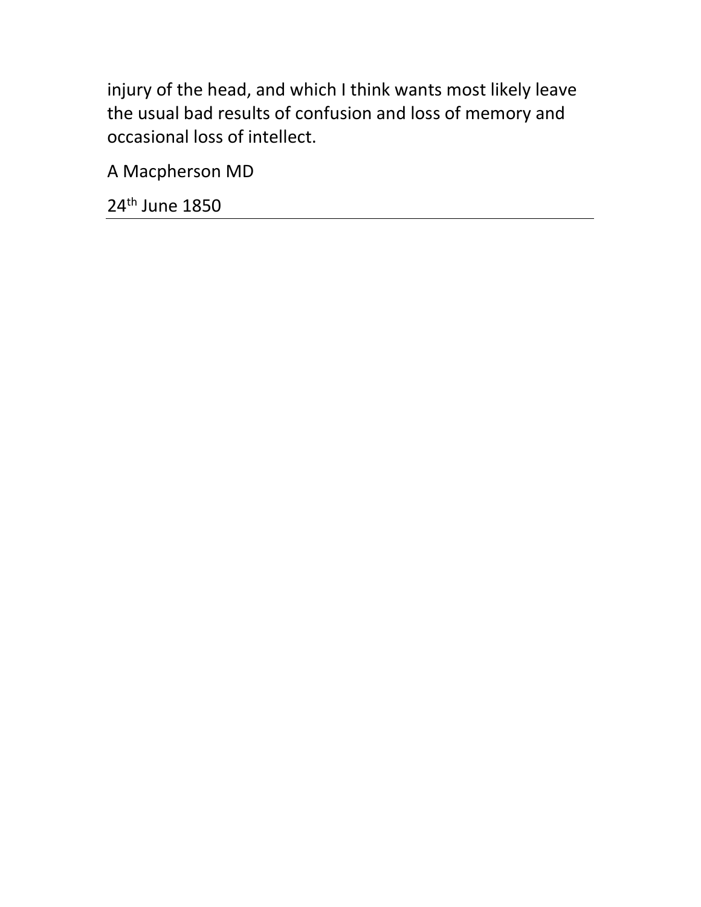injury of the head, and which I think wants most likely leave the usual bad results of confusion and loss of memory and occasional loss of intellect.

A Macpherson MD

24th June 1850

---